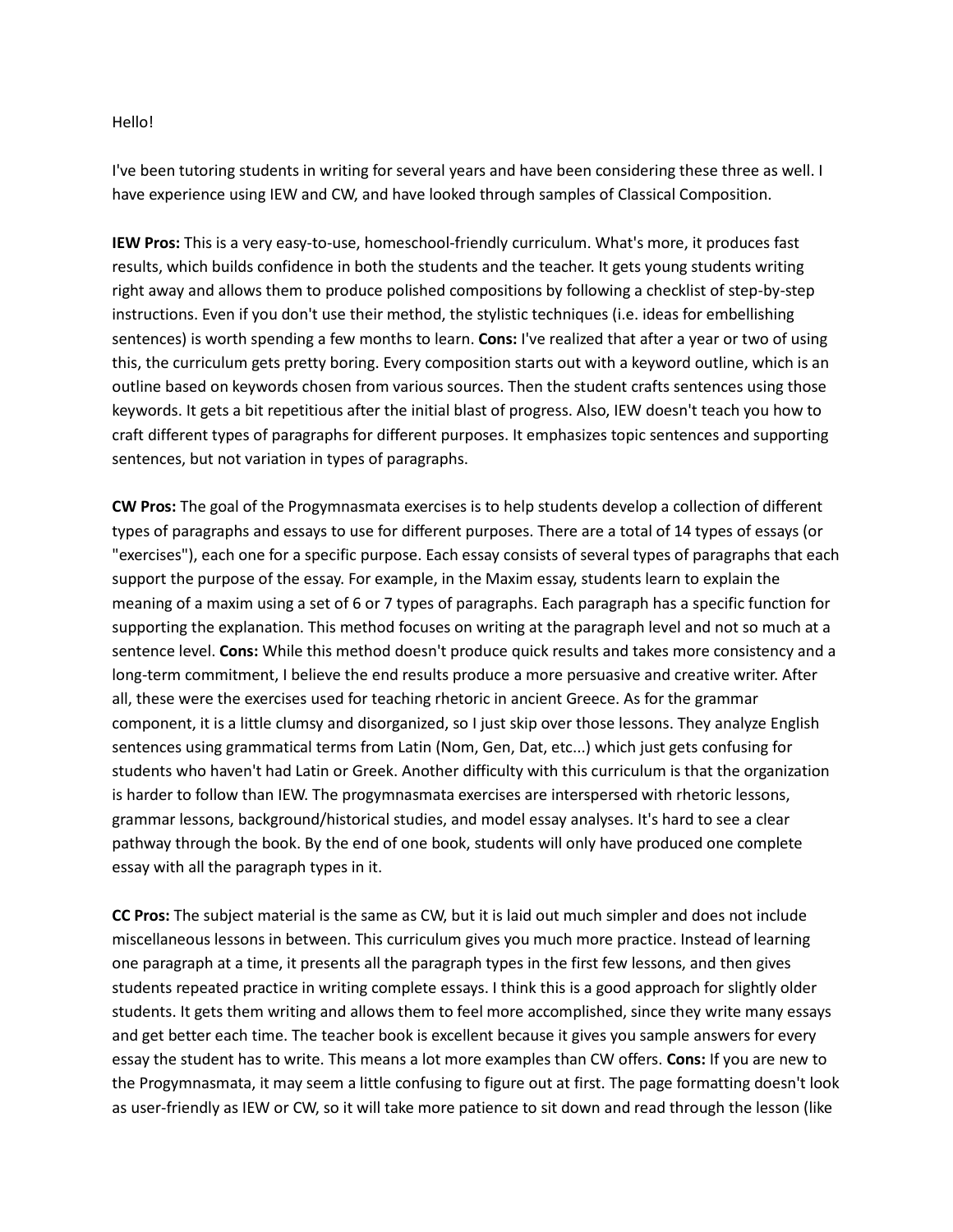Hello!

I've been tutoring students in writing for several years and have been considering these three as well. I have experience using IEW and CW, and have looked through samples of Classical Composition.

**IEW Pros:** This is a very easy-to-use, homeschool-friendly curriculum. What's more, it produces fast results, which builds confidence in both the students and the teacher. It gets young students writing right away and allows them to produce polished compositions by following a checklist of step-by-step instructions. Even if you don't use their method, the stylistic techniques (i.e. ideas for embellishing sentences) is worth spending a few months to learn. **Cons:** I've realized that after a year or two of using this, the curriculum gets pretty boring. Every composition starts out with a keyword outline, which is an outline based on keywords chosen from various sources. Then the student crafts sentences using those keywords. It gets a bit repetitious after the initial blast of progress. Also, IEW doesn't teach you how to craft different types of paragraphs for different purposes. It emphasizes topic sentences and supporting sentences, but not variation in types of paragraphs.

**CW Pros:** The goal of the Progymnasmata exercises is to help students develop a collection of different types of paragraphs and essays to use for different purposes. There are a total of 14 types of essays (or "exercises"), each one for a specific purpose. Each essay consists of several types of paragraphs that each support the purpose of the essay. For example, in the Maxim essay, students learn to explain the meaning of a maxim using a set of 6 or 7 types of paragraphs. Each paragraph has a specific function for supporting the explanation. This method focuses on writing at the paragraph level and not so much at a sentence level. **Cons:** While this method doesn't produce quick results and takes more consistency and a long-term commitment, I believe the end results produce a more persuasive and creative writer. After all, these were the exercises used for teaching rhetoric in ancient Greece. As for the grammar component, it is a little clumsy and disorganized, so I just skip over those lessons. They analyze English sentences using grammatical terms from Latin (Nom, Gen, Dat, etc...) which just gets confusing for students who haven't had Latin or Greek. Another difficulty with this curriculum is that the organization is harder to follow than IEW. The progymnasmata exercises are interspersed with rhetoric lessons, grammar lessons, background/historical studies, and model essay analyses. It's hard to see a clear pathway through the book. By the end of one book, students will only have produced one complete essay with all the paragraph types in it.

**CC Pros:** The subject material is the same as CW, but it is laid out much simpler and does not include miscellaneous lessons in between. This curriculum gives you much more practice. Instead of learning one paragraph at a time, it presents all the paragraph types in the first few lessons, and then gives students repeated practice in writing complete essays. I think this is a good approach for slightly older students. It gets them writing and allows them to feel more accomplished, since they write many essays and get better each time. The teacher book is excellent because it gives you sample answers for every essay the student has to write. This means a lot more examples than CW offers. **Cons:** If you are new to the Progymnasmata, it may seem a little confusing to figure out at first. The page formatting doesn't look as user-friendly as IEW or CW, so it will take more patience to sit down and read through the lesson (like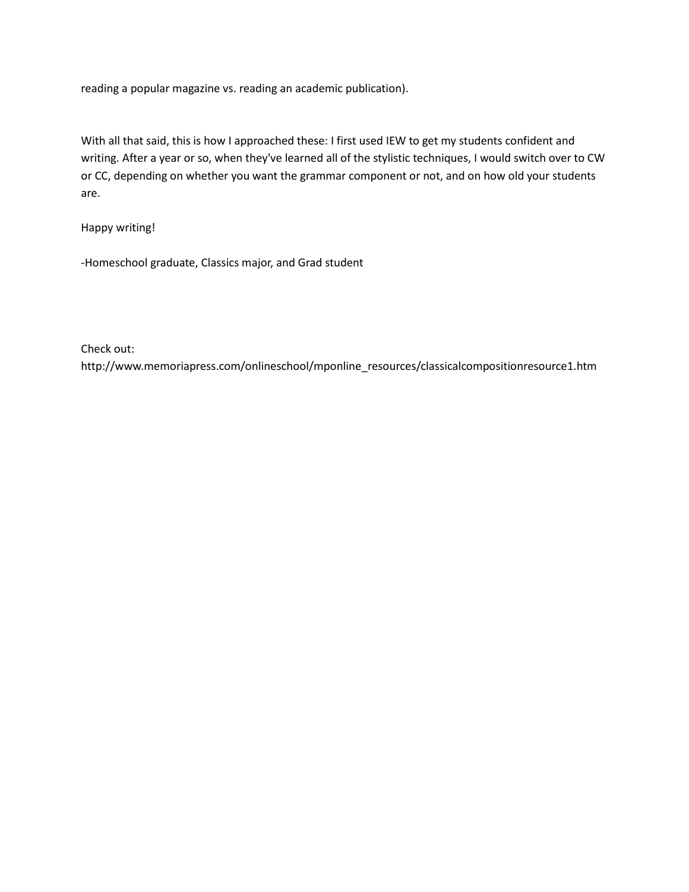reading a popular magazine vs. reading an academic publication).

With all that said, this is how I approached these: I first used IEW to get my students confident and writing. After a year or so, when they've learned all of the stylistic techniques, I would switch over to CW or CC, depending on whether you want the grammar component or not, and on how old your students are.

Happy writing!

-Homeschool graduate, Classics major, and Grad student

Check out:
http://www.memoriapress.com/onlineschool/mponline_resources/classicalcompositionresource1.htm